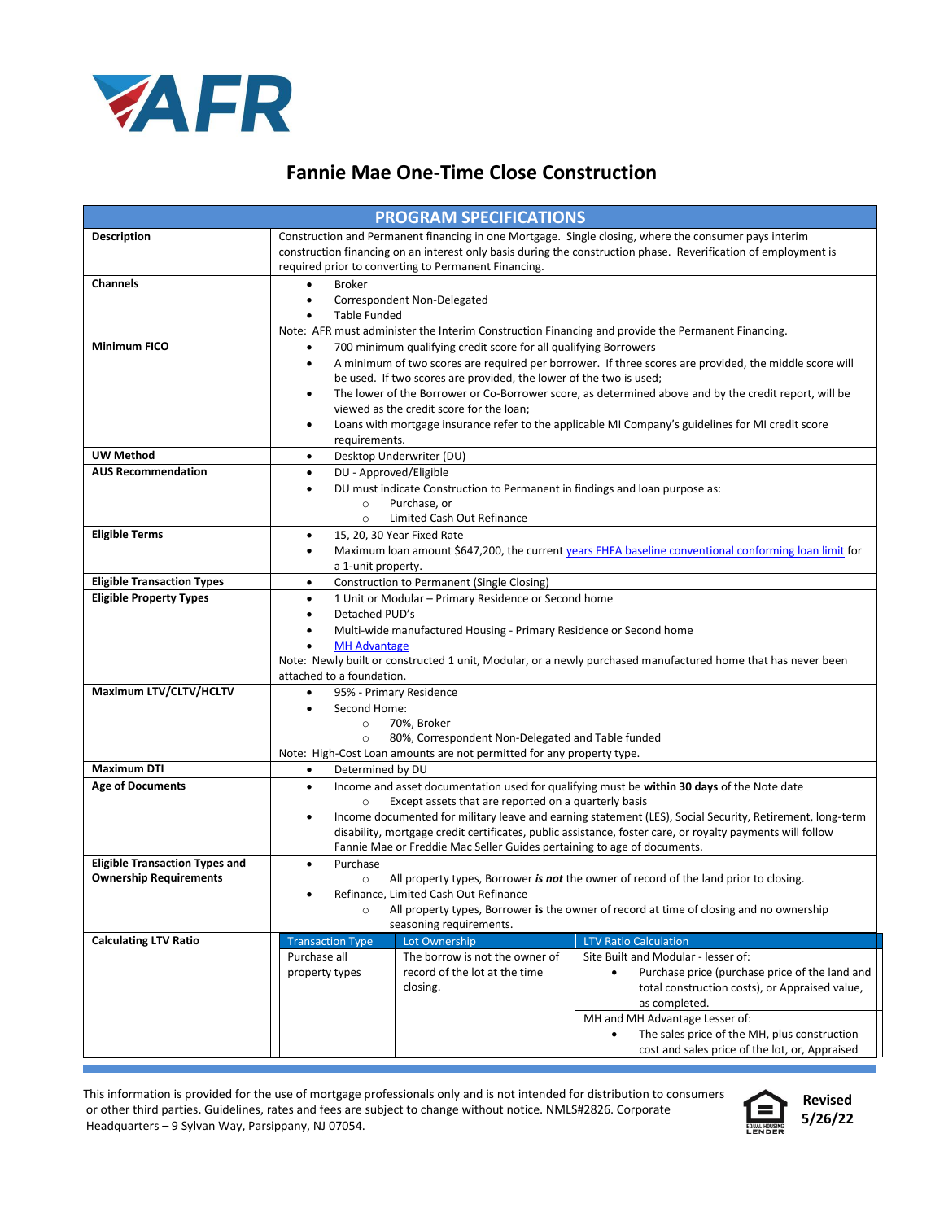AFR

# Fannie Mae One-Time Close Construction

| PROGRAM SPECIFICATIONS | |
|---|---|
| **Description** | Construction and Permanent financing in one Mortgage. Single closing, where the consumer pays interim construction financing on an interest only basis during the construction phase. Reverification of employment is required prior to converting to Permanent Financing. |
| **Channels** | • Broker<br>• Correspondent Non-Delegated<br>• Table Funded<br>Note: AFR must administer the Interim Construction Financing and provide the Permanent Financing. |
| **Minimum FICO** | • 700 minimum qualifying credit score for all qualifying Borrowers<br>• A minimum of two scores are required per borrower. If three scores are provided, the middle score will be used. If two scores are provided, the lower of the two is used;<br>• The lower of the Borrower or Co-Borrower score, as determined above and by the credit report, will be viewed as the credit score for the loan;<br>• Loans with mortgage insurance refer to the applicable MI Company's guidelines for MI credit score requirements. |
| **UW Method** | • Desktop Underwriter (DU) |
| **AUS Recommendation** | • DU - Approved/Eligible<br>• DU must indicate Construction to Permanent in findings and loan purpose as:<br>  ○ Purchase, or<br>  ○ Limited Cash Out Refinance |
| **Eligible Terms** | • 15, 20, 30 Year Fixed Rate<br>• Maximum loan amount $647,200, the current years FHFA baseline conventional conforming loan limit for a 1-unit property. |
| **Eligible Transaction Types** | • Construction to Permanent (Single Closing) |
| **Eligible Property Types** | • 1 Unit or Modular – Primary Residence or Second home<br>• Detached PUD's<br>• Multi-wide manufactured Housing - Primary Residence or Second home<br>• MH Advantage<br>Note: Newly built or constructed 1 unit, Modular, or a newly purchased manufactured home that has never been attached to a foundation. |
| **Maximum LTV/CLTV/HCLTV** | • 95% - Primary Residence<br>• Second Home:<br>  ○ 70%, Broker<br>  ○ 80%, Correspondent Non-Delegated and Table funded<br>Note: High-Cost Loan amounts are not permitted for any property type. |
| **Maximum DTI** | • Determined by DU |
| **Age of Documents** | • Income and asset documentation used for qualifying must be **within 30 days** of the Note date<br>  ○ Except assets that are reported on a quarterly basis<br>• Income documented for military leave and earning statement (LES), Social Security, Retirement, long-term disability, mortgage credit certificates, public assistance, foster care, or royalty payments will follow Fannie Mae or Freddie Mac Seller Guides pertaining to age of documents. |
| **Eligible Transaction Types and Ownership Requirements** | • Purchase<br>  ○ All property types, Borrower ***is not*** the owner of record of the land prior to closing.<br>• Refinance, Limited Cash Out Refinance<br>  ○ All property types, Borrower **is** the owner of record at time of closing and no ownership seasoning requirements. |

**Calculating LTV Ratio**

| Transaction Type | Lot Ownership | LTV Ratio Calculation |
|---|---|---|
| Purchase all property types | The borrow is not the owner of record of the lot at the time closing. | Site Built and Modular - lesser of:<br>• Purchase price (purchase price of the land and total construction costs), or Appraised value, as completed. |
| | | MH and MH Advantage Lesser of:<br>• The sales price of the MH, plus construction cost and sales price of the lot, or, Appraised |

This information is provided for the use of mortgage professionals only and is not intended for distribution to consumers or other third parties. Guidelines, rates and fees are subject to change without notice. NMLS#2826. Corporate Headquarters – 9 Sylvan Way, Parsippany, NJ 07054.

Revised 5/26/22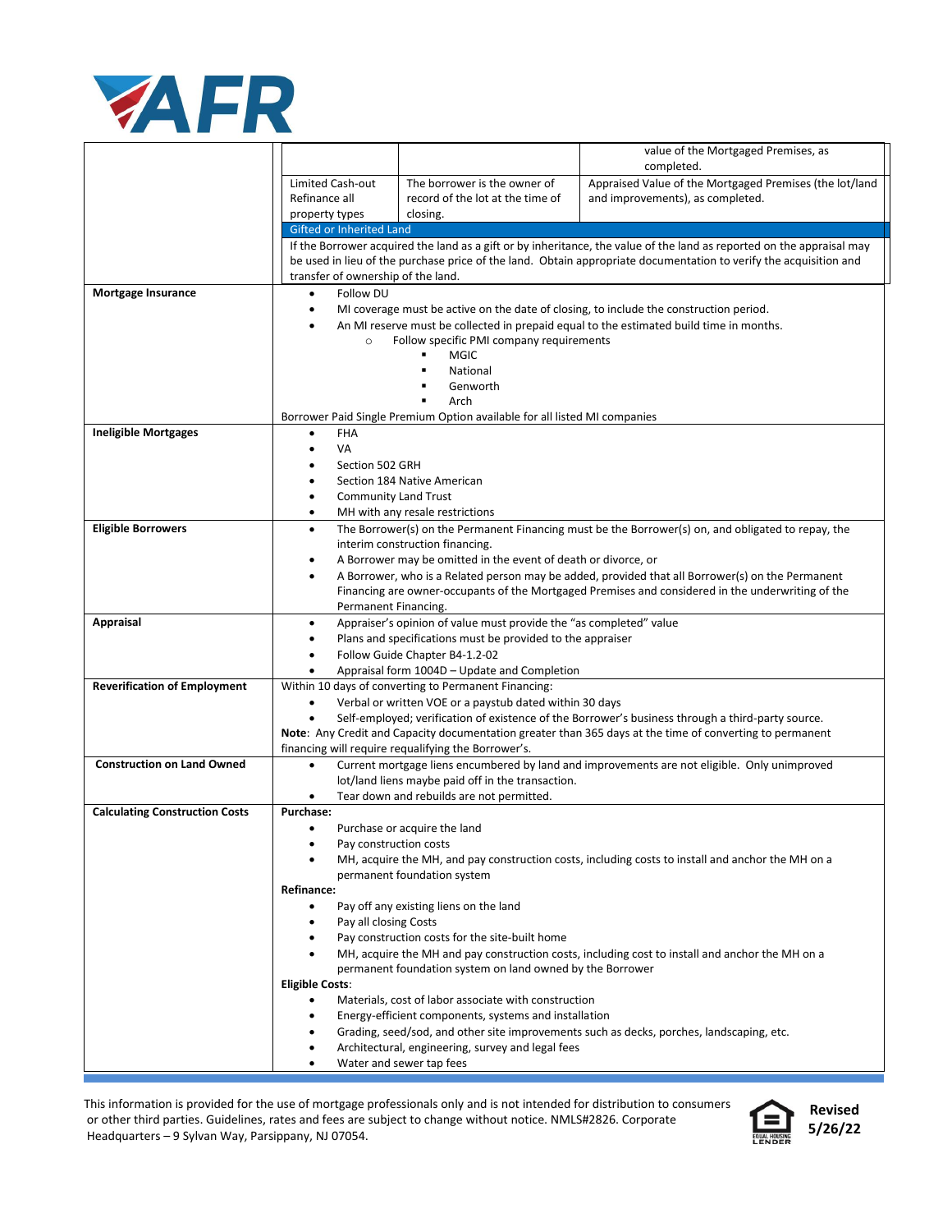| | | | |
|---|---|---|---|
| | | | value of the Mortgaged Premises, as completed. |
| | Limited Cash-out Refinance all property types | The borrower is the owner of record of the lot at the time of closing. | Appraised Value of the Mortgaged Premises (the lot/land and improvements), as completed. |
| | **Gifted or Inherited Land** | | |
| | If the Borrower acquired the land as a gift or by inheritance, the value of the land as reported on the appraisal may be used in lieu of the purchase price of the land. Obtain appropriate documentation to verify the acquisition and transfer of ownership of the land. | | |
| **Mortgage Insurance** | • Follow DU<br>• MI coverage must be active on the date of closing, to include the construction period.<br>• An MI reserve must be collected in prepaid equal to the estimated build time in months.<br>  ○ Follow specific PMI company requirements<br>    ▪ MGIC<br>    ▪ National<br>    ▪ Genworth<br>    ▪ Arch<br>Borrower Paid Single Premium Option available for all listed MI companies | | |
| **Ineligible Mortgages** | • FHA<br>• VA<br>• Section 502 GRH<br>• Section 184 Native American<br>• Community Land Trust<br>• MH with any resale restrictions | | |
| **Eligible Borrowers** | • The Borrower(s) on the Permanent Financing must be the Borrower(s) on, and obligated to repay, the interim construction financing.<br>• A Borrower may be omitted in the event of death or divorce, or<br>• A Borrower, who is a Related person may be added, provided that all Borrower(s) on the Permanent Financing are owner-occupants of the Mortgaged Premises and considered in the underwriting of the Permanent Financing. | | |
| **Appraisal** | • Appraiser's opinion of value must provide the "as completed" value<br>• Plans and specifications must be provided to the appraiser<br>• Follow Guide Chapter B4-1.2-02<br>• Appraisal form 1004D – Update and Completion | | |
| **Reverification of Employment** | Within 10 days of converting to Permanent Financing:<br>• Verbal or written VOE or a paystub dated within 30 days<br>• Self-employed; verification of existence of the Borrower's business through a third-party source.<br>**Note**: Any Credit and Capacity documentation greater than 365 days at the time of converting to permanent financing will require requalifying the Borrower's. | | |
| **Construction on Land Owned** | • Current mortgage liens encumbered by land and improvements are not eligible. Only unimproved lot/land liens maybe paid off in the transaction.<br>• Tear down and rebuilds are not permitted. | | |
| **Calculating Construction Costs** | **Purchase:**<br>• Purchase or acquire the land<br>• Pay construction costs<br>• MH, acquire the MH, and pay construction costs, including costs to install and anchor the MH on a permanent foundation system<br>**Refinance:**<br>• Pay off any existing liens on the land<br>• Pay all closing Costs<br>• Pay construction costs for the site-built home<br>• MH, acquire the MH and pay construction costs, including cost to install and anchor the MH on a permanent foundation system on land owned by the Borrower<br>**Eligible Costs**:<br>• Materials, cost of labor associate with construction<br>• Energy-efficient components, systems and installation<br>• Grading, seed/sod, and other site improvements such as decks, porches, landscaping, etc.<br>• Architectural, engineering, survey and legal fees<br>• Water and sewer tap fees | | |

This information is provided for the use of mortgage professionals only and is not intended for distribution to consumers or other third parties. Guidelines, rates and fees are subject to change without notice. NMLS#2826. Corporate Headquarters – 9 Sylvan Way, Parsippany, NJ 07054.

Revised 5/26/22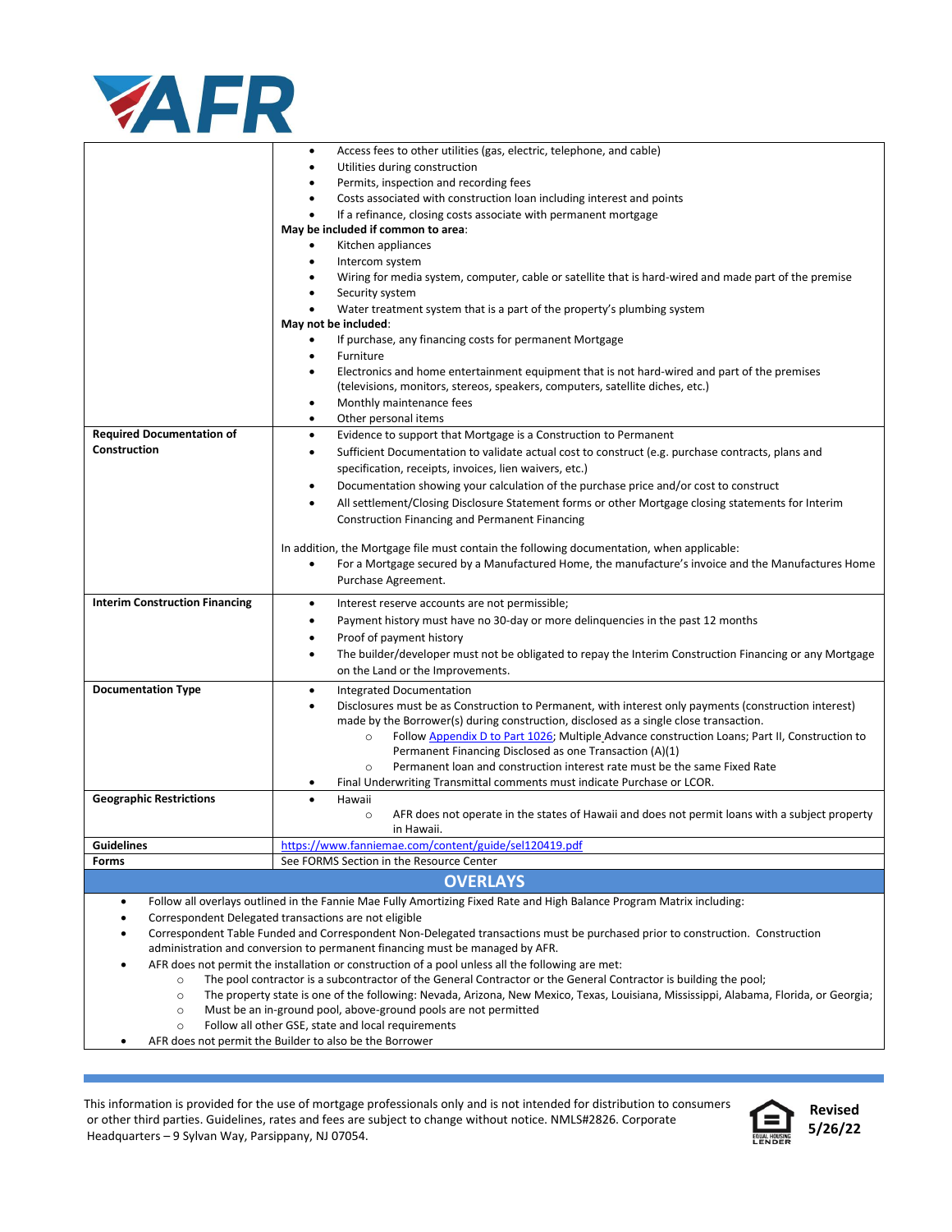| | |
|---|---|
| | • Access fees to other utilities (gas, electric, telephone, and cable)<br>• Utilities during construction<br>• Permits, inspection and recording fees<br>• Costs associated with construction loan including interest and points<br>• If a refinance, closing costs associate with permanent mortgage<br>**May be included if common to area**:<br>• Kitchen appliances<br>• Intercom system<br>• Wiring for media system, computer, cable or satellite that is hard-wired and made part of the premise<br>• Security system<br>• Water treatment system that is a part of the property's plumbing system<br>**May not be included**:<br>• If purchase, any financing costs for permanent Mortgage<br>• Furniture<br>• Electronics and home entertainment equipment that is not hard-wired and part of the premises (televisions, monitors, stereos, speakers, computers, satellite diches, etc.)<br>• Monthly maintenance fees<br>• Other personal items |
| **Required Documentation of Construction** | • Evidence to support that Mortgage is a Construction to Permanent<br>• Sufficient Documentation to validate actual cost to construct (e.g. purchase contracts, plans and specification, receipts, invoices, lien waivers, etc.)<br>• Documentation showing your calculation of the purchase price and/or cost to construct<br>• All settlement/Closing Disclosure Statement forms or other Mortgage closing statements for Interim Construction Financing and Permanent Financing<br><br>In addition, the Mortgage file must contain the following documentation, when applicable:<br>• For a Mortgage secured by a Manufactured Home, the manufacture's invoice and the Manufactures Home Purchase Agreement. |
| **Interim Construction Financing** | • Interest reserve accounts are not permissible;<br>• Payment history must have no 30-day or more delinquencies in the past 12 months<br>• Proof of payment history<br>• The builder/developer must not be obligated to repay the Interim Construction Financing or any Mortgage on the Land or the Improvements. |
| **Documentation Type** | • Integrated Documentation<br>• Disclosures must be as Construction to Permanent, with interest only payments (construction interest) made by the Borrower(s) during construction, disclosed as a single close transaction.<br>  ○ Follow [Appendix D to Part 1026](); Multiple Advance construction Loans; Part II, Construction to Permanent Financing Disclosed as one Transaction (A)(1)<br>  ○ Permanent loan and construction interest rate must be the same Fixed Rate<br>• Final Underwriting Transmittal comments must indicate Purchase or LCOR. |
| **Geographic Restrictions** | • Hawaii<br>  ○ AFR does not operate in the states of Hawaii and does not permit loans with a subject property in Hawaii. |
| **Guidelines** | https://www.fanniemae.com/content/guide/sel120419.pdf |
| **Forms** | See FORMS Section in the Resource Center |

## OVERLAYS

- Follow all overlays outlined in the Fannie Mae Fully Amortizing Fixed Rate and High Balance Program Matrix including:
- Correspondent Delegated transactions are not eligible
- Correspondent Table Funded and Correspondent Non-Delegated transactions must be purchased prior to construction. Construction administration and conversion to permanent financing must be managed by AFR.
- AFR does not permit the installation or construction of a pool unless all the following are met:
  - The pool contractor is a subcontractor of the General Contractor or the General Contractor is building the pool;
  - The property state is one of the following: Nevada, Arizona, New Mexico, Texas, Louisiana, Mississippi, Alabama, Florida, or Georgia;
  - Must be an in-ground pool, above-ground pools are not permitted
  - Follow all other GSE, state and local requirements
- AFR does not permit the Builder to also be the Borrower

This information is provided for the use of mortgage professionals only and is not intended for distribution to consumers or other third parties. Guidelines, rates and fees are subject to change without notice. NMLS#2826. Corporate Headquarters – 9 Sylvan Way, Parsippany, NJ 07054.

Revised 5/26/22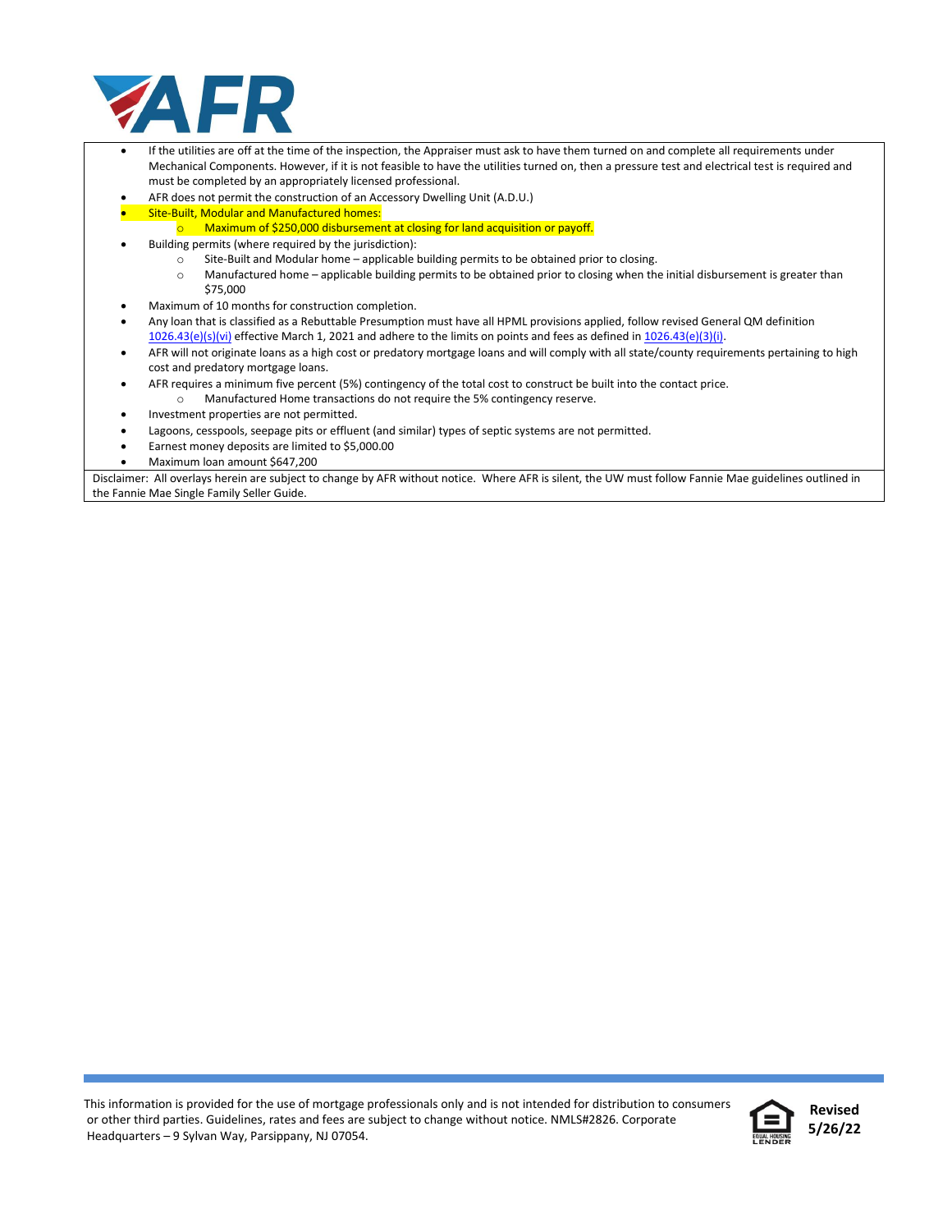- If the utilities are off at the time of the inspection, the Appraiser must ask to have them turned on and complete all requirements under Mechanical Components. However, if it is not feasible to have the utilities turned on, then a pressure test and electrical test is required and must be completed by an appropriately licensed professional.
- AFR does not permit the construction of an Accessory Dwelling Unit (A.D.U.)
- Site-Built, Modular and Manufactured homes:
  - Maximum of $250,000 disbursement at closing for land acquisition or payoff.
- Building permits (where required by the jurisdiction):
  - Site-Built and Modular home – applicable building permits to be obtained prior to closing.
  - Manufactured home – applicable building permits to be obtained prior to closing when the initial disbursement is greater than $75,000
- Maximum of 10 months for construction completion.
- Any loan that is classified as a Rebuttable Presumption must have all HPML provisions applied, follow revised General QM definition [1026.43(e)(s)(vi)] effective March 1, 2021 and adhere to the limits on points and fees as defined in [1026.43(e)(3)(i)].
- AFR will not originate loans as a high cost or predatory mortgage loans and will comply with all state/county requirements pertaining to high cost and predatory mortgage loans.
- AFR requires a minimum five percent (5%) contingency of the total cost to construct be built into the contact price.
  - Manufactured Home transactions do not require the 5% contingency reserve.
- Investment properties are not permitted.
- Lagoons, cesspools, seepage pits or effluent (and similar) types of septic systems are not permitted.
- Earnest money deposits are limited to $5,000.00
- Maximum loan amount $647,200

Disclaimer: All overlays herein are subject to change by AFR without notice. Where AFR is silent, the UW must follow Fannie Mae guidelines outlined in the Fannie Mae Single Family Seller Guide.

This information is provided for the use of mortgage professionals only and is not intended for distribution to consumers or other third parties. Guidelines, rates and fees are subject to change without notice. NMLS#2826. Corporate Headquarters – 9 Sylvan Way, Parsippany, NJ 07054.

**Revised 5/26/22**